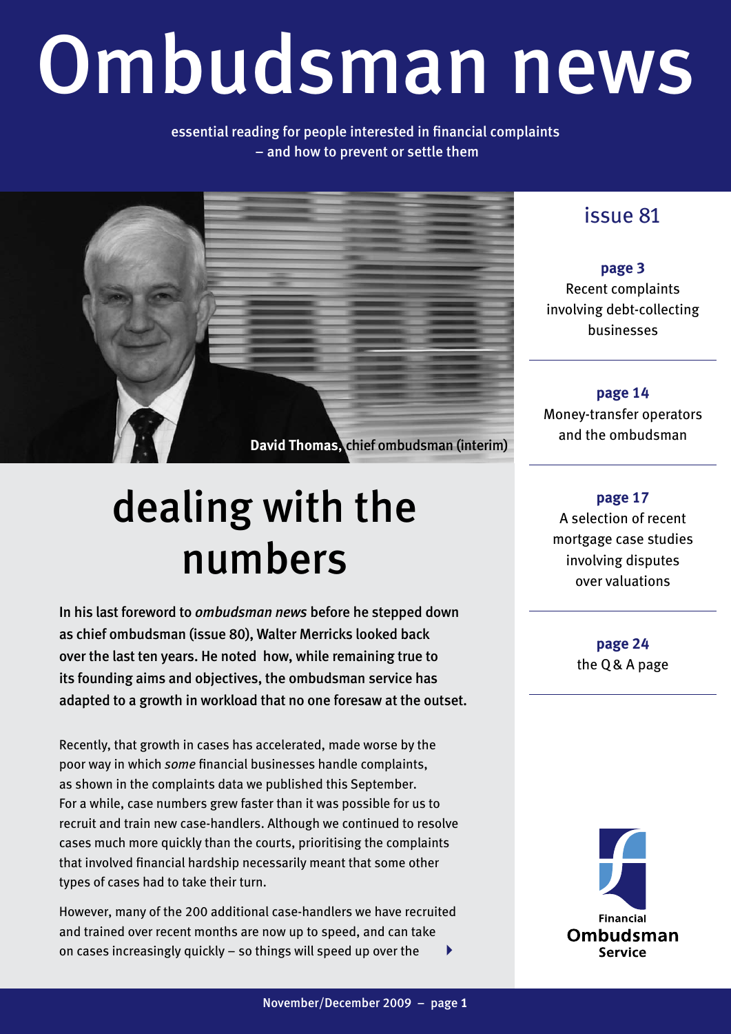# Ombudsman news

essential reading for people interested in financial complaints – and how to prevent or settle them

**David Thomas,** chief ombudsman (interim)

issue 81

**page 3**
Recent complaints involving debt-collecting businesses

**page 14**
Money-transfer operators and the ombudsman

**page 17**
A selection of recent mortgage case studies involving disputes over valuations

**page 24**
the Q & A page

## dealing with the numbers

**In his last foreword to *ombudsman news* before he stepped down as chief ombudsman (issue 80), Walter Merricks looked back over the last ten years. He noted how, while remaining true to its founding aims and objectives, the ombudsman service has adapted to a growth in workload that no one foresaw at the outset.**

Recently, that growth in cases has accelerated, made worse by the poor way in which *some* financial businesses handle complaints, as shown in the complaints data we published this September. For a while, case numbers grew faster than it was possible for us to recruit and train new case-handlers. Although we continued to resolve cases much more quickly than the courts, prioritising the complaints that involved financial hardship necessarily meant that some other types of cases had to take their turn.

However, many of the 200 additional case-handlers we have recruited and trained over recent months are now up to speed, and can take on cases increasingly quickly – so things will speed up over the

Financial Ombudsman Service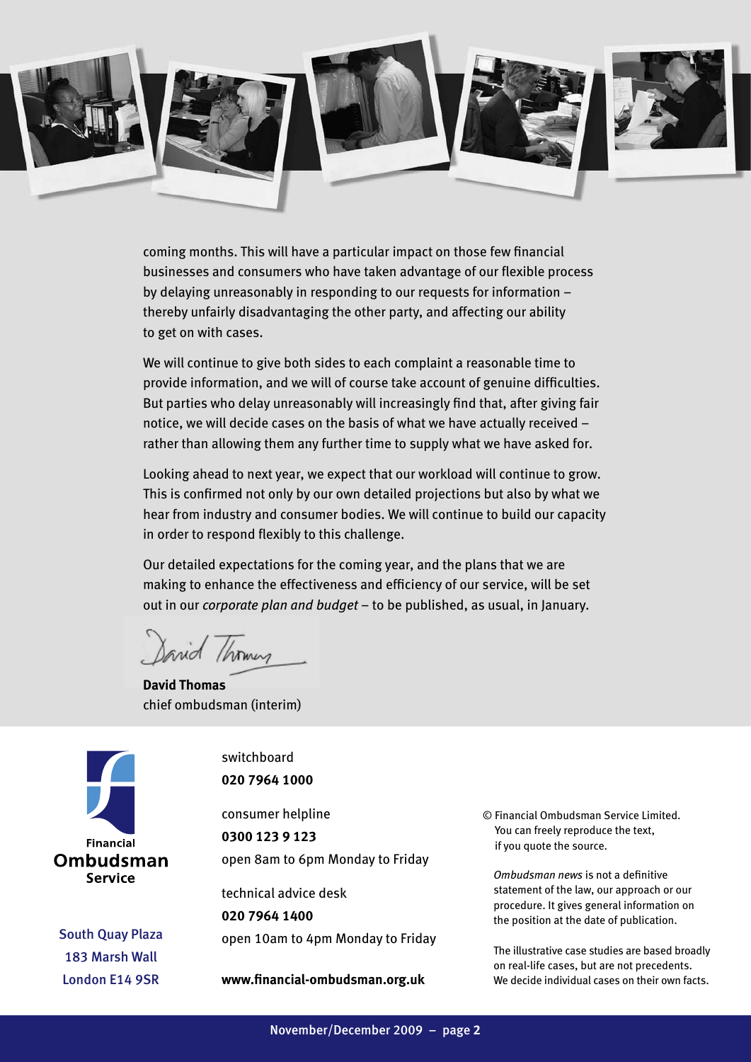coming months. This will have a particular impact on those few financial businesses and consumers who have taken advantage of our flexible process by delaying unreasonably in responding to our requests for information – thereby unfairly disadvantaging the other party, and affecting our ability to get on with cases.

We will continue to give both sides to each complaint a reasonable time to provide information, and we will of course take account of genuine difficulties. But parties who delay unreasonably will increasingly find that, after giving fair notice, we will decide cases on the basis of what we have actually received – rather than allowing them any further time to supply what we have asked for.

Looking ahead to next year, we expect that our workload will continue to grow. This is confirmed not only by our own detailed projections but also by what we hear from industry and consumer bodies. We will continue to build our capacity in order to respond flexibly to this challenge.

Our detailed expectations for the coming year, and the plans that we are making to enhance the effectiveness and efficiency of our service, will be set out in our *corporate plan and budget* – to be published, as usual, in January.

**David Thomas**
chief ombudsman (interim)

Financial Ombudsman Service

South Quay Plaza
183 Marsh Wall
London E14 9SR

switchboard
**020 7964 1000**

consumer helpline
**0300 123 9 123**
open 8am to 6pm Monday to Friday

technical advice desk
**020 7964 1400**
open 10am to 4pm Monday to Friday

**www.financial-ombudsman.org.uk**

© Financial Ombudsman Service Limited. You can freely reproduce the text, if you quote the source.

*Ombudsman news* is not a definitive statement of the law, our approach or our procedure. It gives general information on the position at the date of publication.

The illustrative case studies are based broadly on real-life cases, but are not precedents. We decide individual cases on their own facts.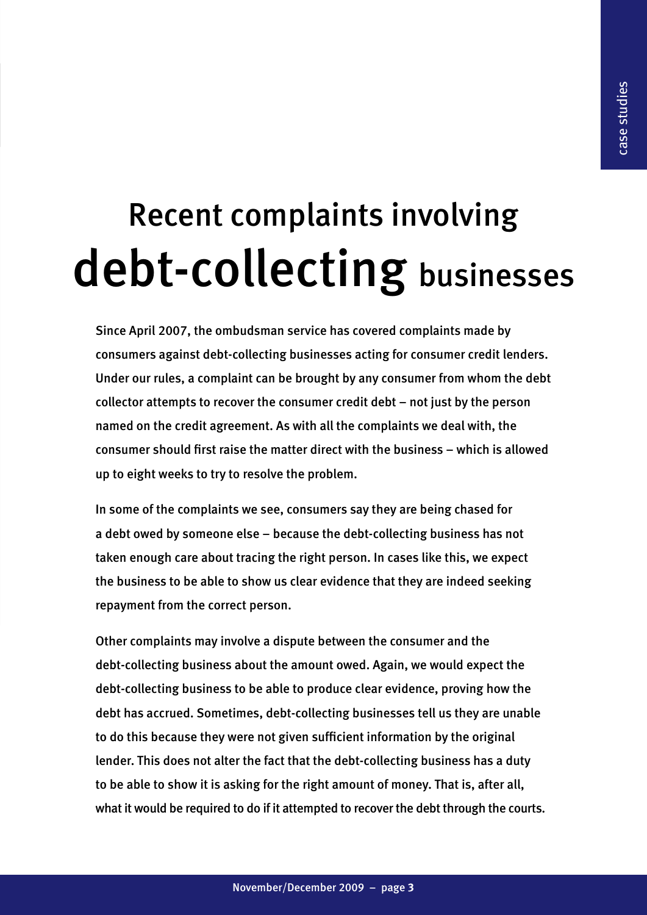# Recent complaints involving debt-collecting businesses

Since April 2007, the ombudsman service has covered complaints made by consumers against debt-collecting businesses acting for consumer credit lenders. Under our rules, a complaint can be brought by any consumer from whom the debt collector attempts to recover the consumer credit debt – not just by the person named on the credit agreement. As with all the complaints we deal with, the consumer should first raise the matter direct with the business – which is allowed up to eight weeks to try to resolve the problem.

In some of the complaints we see, consumers say they are being chased for a debt owed by someone else – because the debt-collecting business has not taken enough care about tracing the right person. In cases like this, we expect the business to be able to show us clear evidence that they are indeed seeking repayment from the correct person.

Other complaints may involve a dispute between the consumer and the debt-collecting business about the amount owed. Again, we would expect the debt-collecting business to be able to produce clear evidence, proving how the debt has accrued. Sometimes, debt-collecting businesses tell us they are unable to do this because they were not given sufficient information by the original lender. This does not alter the fact that the debt-collecting business has a duty to be able to show it is asking for the right amount of money. That is, after all, what it would be required to do if it attempted to recover the debt through the courts.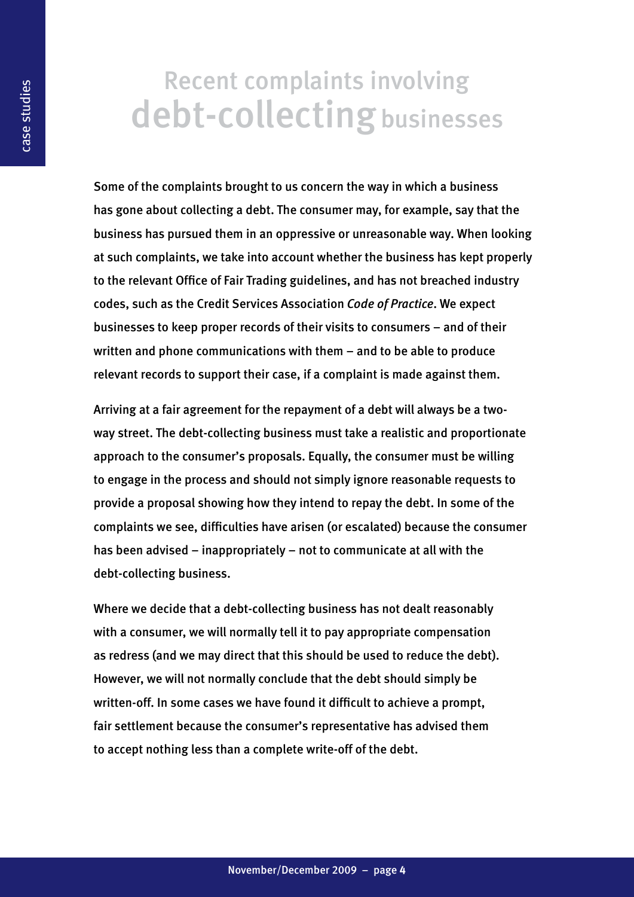# Recent complaints involving debt-collecting businesses

Some of the complaints brought to us concern the way in which a business has gone about collecting a debt. The consumer may, for example, say that the business has pursued them in an oppressive or unreasonable way. When looking at such complaints, we take into account whether the business has kept properly to the relevant Office of Fair Trading guidelines, and has not breached industry codes, such as the Credit Services Association *Code of Practice*. We expect businesses to keep proper records of their visits to consumers – and of their written and phone communications with them – and to be able to produce relevant records to support their case, if a complaint is made against them.

Arriving at a fair agreement for the repayment of a debt will always be a two-way street. The debt-collecting business must take a realistic and proportionate approach to the consumer's proposals. Equally, the consumer must be willing to engage in the process and should not simply ignore reasonable requests to provide a proposal showing how they intend to repay the debt. In some of the complaints we see, difficulties have arisen (or escalated) because the consumer has been advised – inappropriately – not to communicate at all with the debt-collecting business.

Where we decide that a debt-collecting business has not dealt reasonably with a consumer, we will normally tell it to pay appropriate compensation as redress (and we may direct that this should be used to reduce the debt). However, we will not normally conclude that the debt should simply be written-off. In some cases we have found it difficult to achieve a prompt, fair settlement because the consumer's representative has advised them to accept nothing less than a complete write-off of the debt.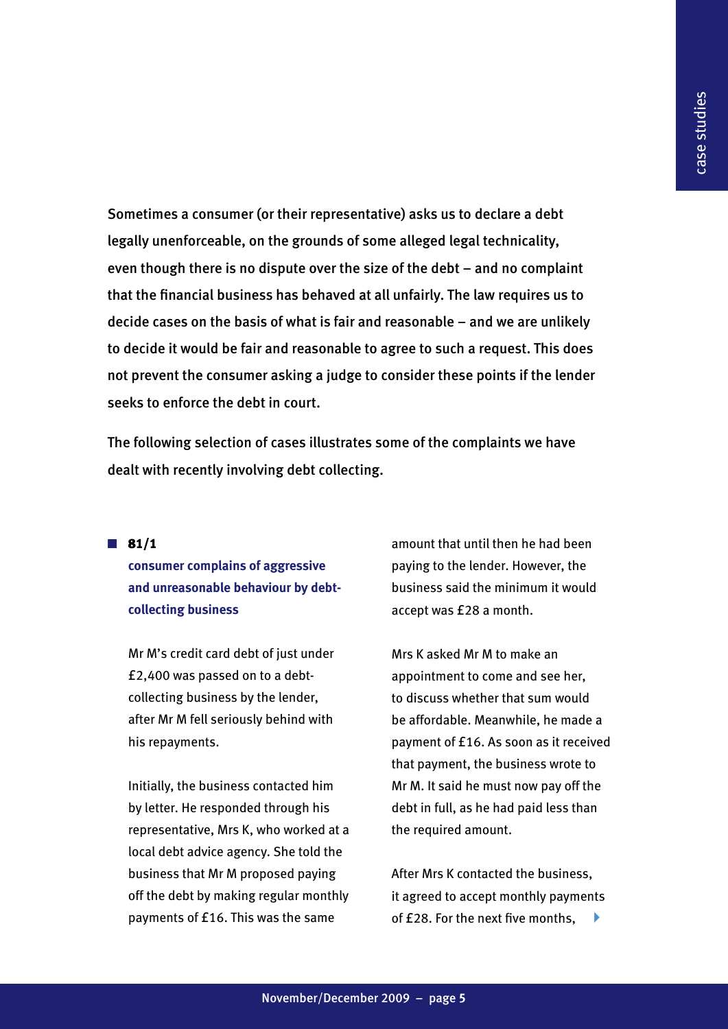Sometimes a consumer (or their representative) asks us to declare a debt legally unenforceable, on the grounds of some alleged legal technicality, even though there is no dispute over the size of the debt – and no complaint that the financial business has behaved at all unfairly. The law requires us to decide cases on the basis of what is fair and reasonable – and we are unlikely to decide it would be fair and reasonable to agree to such a request. This does not prevent the consumer asking a judge to consider these points if the lender seeks to enforce the debt in court.

The following selection of cases illustrates some of the complaints we have dealt with recently involving debt collecting.

## 81/1

### consumer complains of aggressive and unreasonable behaviour by debt-collecting business

Mr M's credit card debt of just under £2,400 was passed on to a debt-collecting business by the lender, after Mr M fell seriously behind with his repayments.

Initially, the business contacted him by letter. He responded through his representative, Mrs K, who worked at a local debt advice agency. She told the business that Mr M proposed paying off the debt by making regular monthly payments of £16. This was the same amount that until then he had been paying to the lender. However, the business said the minimum it would accept was £28 a month.

Mrs K asked Mr M to make an appointment to come and see her, to discuss whether that sum would be affordable. Meanwhile, he made a payment of £16. As soon as it received that payment, the business wrote to Mr M. It said he must now pay off the debt in full, as he had paid less than the required amount.

After Mrs K contacted the business, it agreed to accept monthly payments of £28. For the next five months,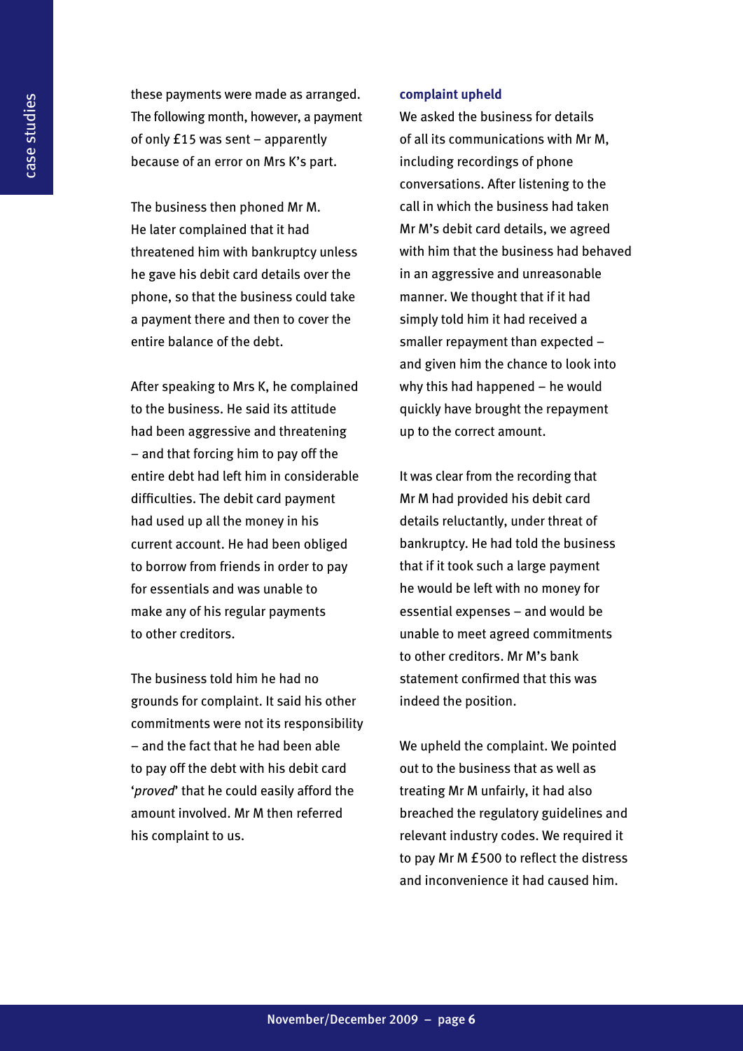these payments were made as arranged. The following month, however, a payment of only £15 was sent – apparently because of an error on Mrs K's part.

The business then phoned Mr M. He later complained that it had threatened him with bankruptcy unless he gave his debit card details over the phone, so that the business could take a payment there and then to cover the entire balance of the debt.

After speaking to Mrs K, he complained to the business. He said its attitude had been aggressive and threatening – and that forcing him to pay off the entire debt had left him in considerable difficulties. The debit card payment had used up all the money in his current account. He had been obliged to borrow from friends in order to pay for essentials and was unable to make any of his regular payments to other creditors.

The business told him he had no grounds for complaint. It said his other commitments were not its responsibility – and the fact that he had been able to pay off the debt with his debit card '*proved*' that he could easily afford the amount involved. Mr M then referred his complaint to us.

**complaint upheld**

We asked the business for details of all its communications with Mr M, including recordings of phone conversations. After listening to the call in which the business had taken Mr M's debit card details, we agreed with him that the business had behaved in an aggressive and unreasonable manner. We thought that if it had simply told him it had received a smaller repayment than expected – and given him the chance to look into why this had happened – he would quickly have brought the repayment up to the correct amount.

It was clear from the recording that Mr M had provided his debit card details reluctantly, under threat of bankruptcy. He had told the business that if it took such a large payment he would be left with no money for essential expenses – and would be unable to meet agreed commitments to other creditors. Mr M's bank statement confirmed that this was indeed the position.

We upheld the complaint. We pointed out to the business that as well as treating Mr M unfairly, it had also breached the regulatory guidelines and relevant industry codes. We required it to pay Mr M £500 to reflect the distress and inconvenience it had caused him.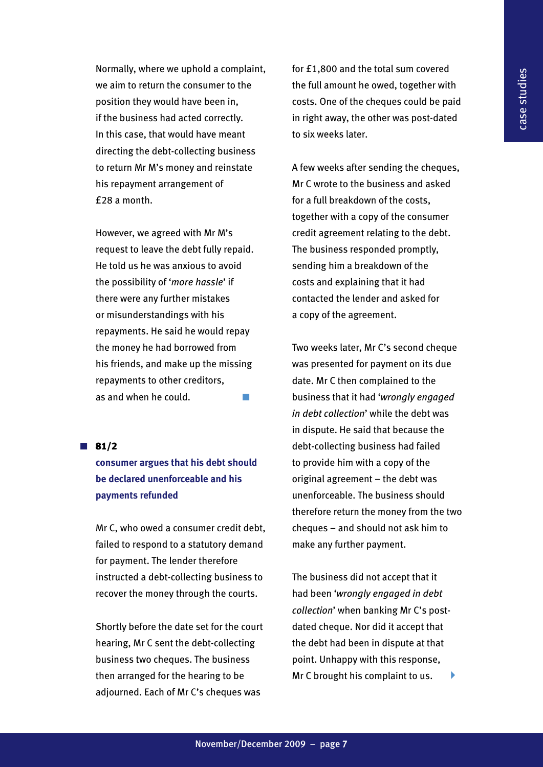Normally, where we uphold a complaint, we aim to return the consumer to the position they would have been in, if the business had acted correctly. In this case, that would have meant directing the debt-collecting business to return Mr M's money and reinstate his repayment arrangement of £28 a month.

However, we agreed with Mr M's request to leave the debt fully repaid. He told us he was anxious to avoid the possibility of '*more hassle*' if there were any further mistakes or misunderstandings with his repayments. He said he would repay the money he had borrowed from his friends, and make up the missing repayments to other creditors, as and when he could.

## 81/2

### consumer argues that his debt should be declared unenforceable and his payments refunded

Mr C, who owed a consumer credit debt, failed to respond to a statutory demand for payment. The lender therefore instructed a debt-collecting business to recover the money through the courts.

Shortly before the date set for the court hearing, Mr C sent the debt-collecting business two cheques. The business then arranged for the hearing to be adjourned. Each of Mr C's cheques was for £1,800 and the total sum covered the full amount he owed, together with costs. One of the cheques could be paid in right away, the other was post-dated to six weeks later.

A few weeks after sending the cheques, Mr C wrote to the business and asked for a full breakdown of the costs, together with a copy of the consumer credit agreement relating to the debt. The business responded promptly, sending him a breakdown of the costs and explaining that it had contacted the lender and asked for a copy of the agreement.

Two weeks later, Mr C's second cheque was presented for payment on its due date. Mr C then complained to the business that it had '*wrongly engaged in debt collection*' while the debt was in dispute. He said that because the debt-collecting business had failed to provide him with a copy of the original agreement – the debt was unenforceable. The business should therefore return the money from the two cheques – and should not ask him to make any further payment.

The business did not accept that it had been '*wrongly engaged in debt collection*' when banking Mr C's post-dated cheque. Nor did it accept that the debt had been in dispute at that point. Unhappy with this response, Mr C brought his complaint to us.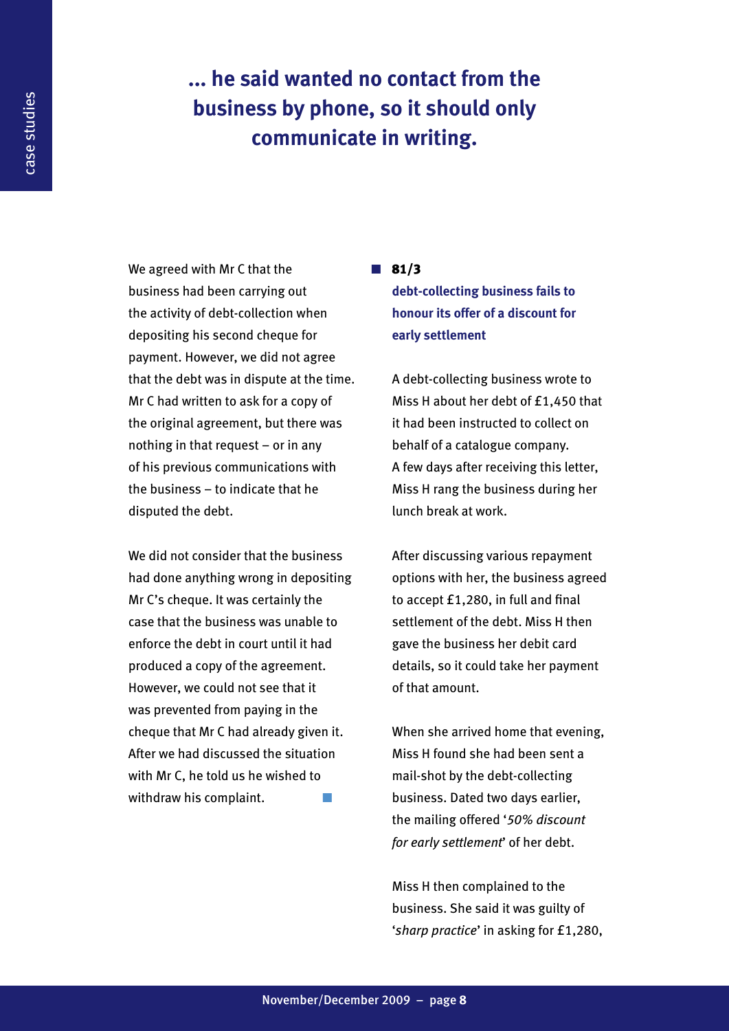**... he said wanted no contact from the business by phone, so it should only communicate in writing.**

We agreed with Mr C that the business had been carrying out the activity of debt-collection when depositing his second cheque for payment. However, we did not agree that the debt was in dispute at the time. Mr C had written to ask for a copy of the original agreement, but there was nothing in that request – or in any of his previous communications with the business – to indicate that he disputed the debt.

We did not consider that the business had done anything wrong in depositing Mr C's cheque. It was certainly the case that the business was unable to enforce the debt in court until it had produced a copy of the agreement. However, we could not see that it was prevented from paying in the cheque that Mr C had already given it. After we had discussed the situation with Mr C, he told us he wished to withdraw his complaint.

## 81/3

### debt-collecting business fails to honour its offer of a discount for early settlement

A debt-collecting business wrote to Miss H about her debt of £1,450 that it had been instructed to collect on behalf of a catalogue company. A few days after receiving this letter, Miss H rang the business during her lunch break at work.

After discussing various repayment options with her, the business agreed to accept £1,280, in full and final settlement of the debt. Miss H then gave the business her debit card details, so it could take her payment of that amount.

When she arrived home that evening, Miss H found she had been sent a mail-shot by the debt-collecting business. Dated two days earlier, the mailing offered '*50% discount for early settlement*' of her debt.

Miss H then complained to the business. She said it was guilty of '*sharp practice*' in asking for £1,280,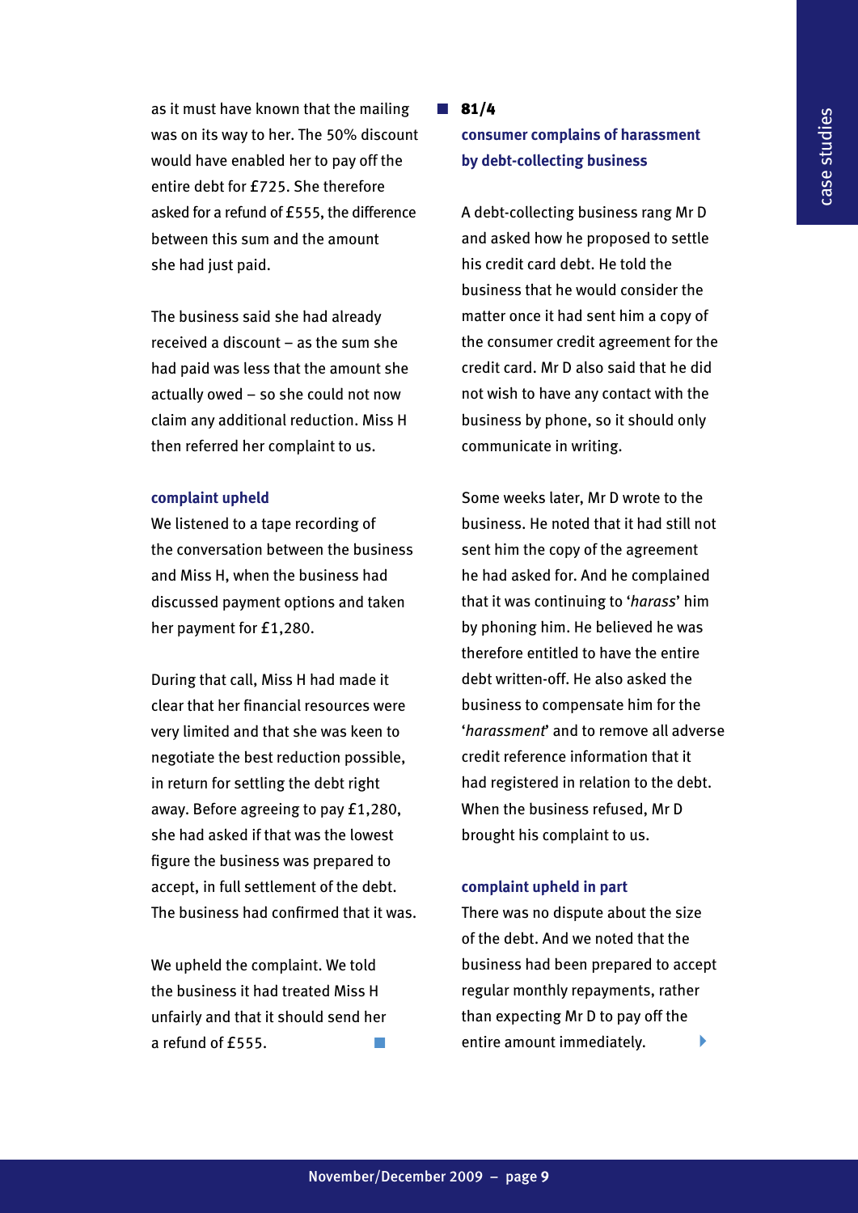as it must have known that the mailing was on its way to her. The 50% discount would have enabled her to pay off the entire debt for £725. She therefore asked for a refund of £555, the difference between this sum and the amount she had just paid.

The business said she had already received a discount – as the sum she had paid was less that the amount she actually owed – so she could not now claim any additional reduction. Miss H then referred her complaint to us.

**complaint upheld**

We listened to a tape recording of the conversation between the business and Miss H, when the business had discussed payment options and taken her payment for £1,280.

During that call, Miss H had made it clear that her financial resources were very limited and that she was keen to negotiate the best reduction possible, in return for settling the debt right away. Before agreeing to pay £1,280, she had asked if that was the lowest figure the business was prepared to accept, in full settlement of the debt. The business had confirmed that it was.

We upheld the complaint. We told the business it had treated Miss H unfairly and that it should send her a refund of £555.

## 81/4

### consumer complains of harassment by debt-collecting business

A debt-collecting business rang Mr D and asked how he proposed to settle his credit card debt. He told the business that he would consider the matter once it had sent him a copy of the consumer credit agreement for the credit card. Mr D also said that he did not wish to have any contact with the business by phone, so it should only communicate in writing.

Some weeks later, Mr D wrote to the business. He noted that it had still not sent him the copy of the agreement he had asked for. And he complained that it was continuing to '*harass*' him by phoning him. He believed he was therefore entitled to have the entire debt written-off. He also asked the business to compensate him for the '*harassment*' and to remove all adverse credit reference information that it had registered in relation to the debt. When the business refused, Mr D brought his complaint to us.

**complaint upheld in part**

There was no dispute about the size of the debt. And we noted that the business had been prepared to accept regular monthly repayments, rather than expecting Mr D to pay off the entire amount immediately.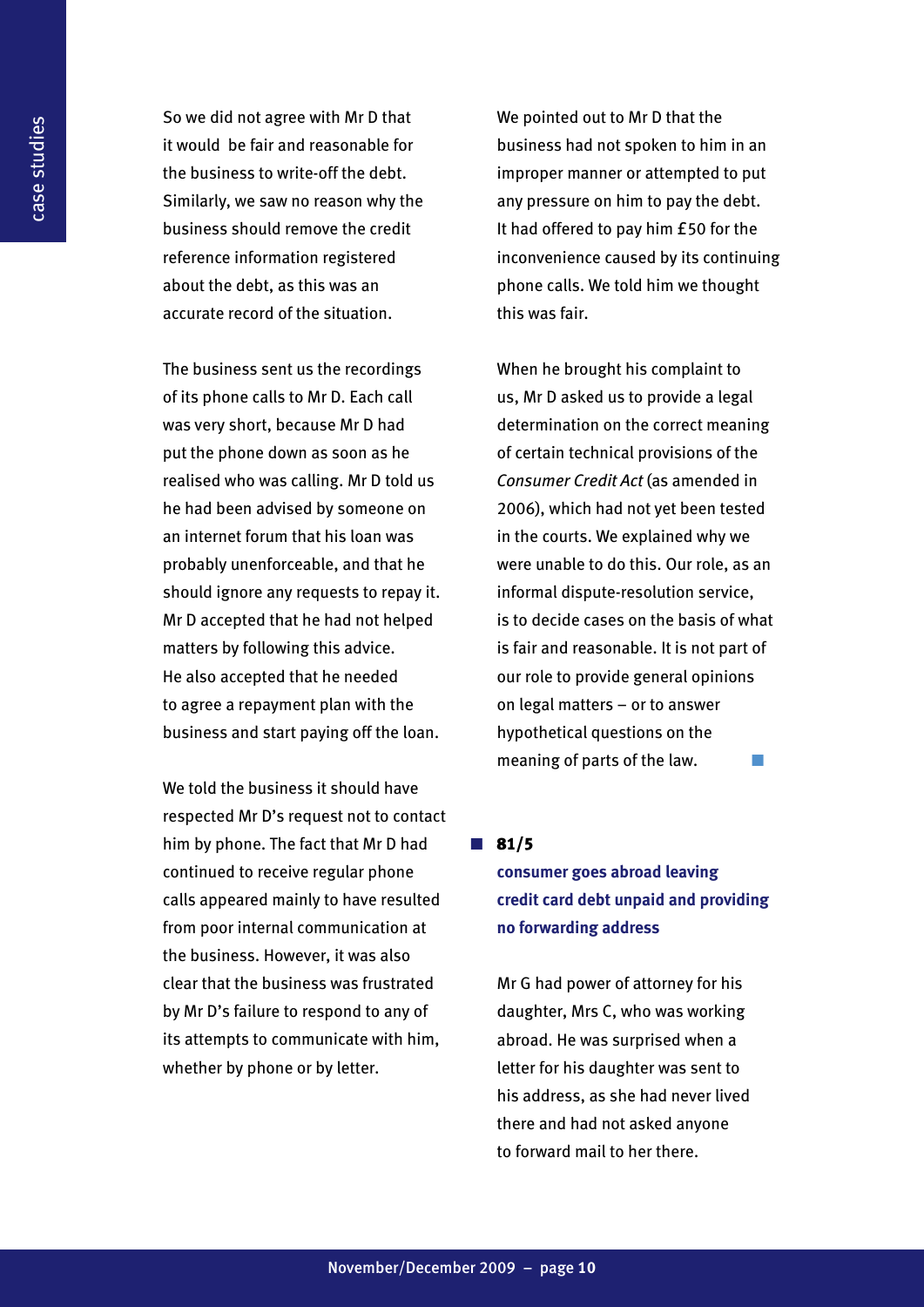So we did not agree with Mr D that it would be fair and reasonable for the business to write-off the debt. Similarly, we saw no reason why the business should remove the credit reference information registered about the debt, as this was an accurate record of the situation.

The business sent us the recordings of its phone calls to Mr D. Each call was very short, because Mr D had put the phone down as soon as he realised who was calling. Mr D told us he had been advised by someone on an internet forum that his loan was probably unenforceable, and that he should ignore any requests to repay it. Mr D accepted that he had not helped matters by following this advice. He also accepted that he needed to agree a repayment plan with the business and start paying off the loan.

We told the business it should have respected Mr D's request not to contact him by phone. The fact that Mr D had continued to receive regular phone calls appeared mainly to have resulted from poor internal communication at the business. However, it was also clear that the business was frustrated by Mr D's failure to respond to any of its attempts to communicate with him, whether by phone or by letter.

We pointed out to Mr D that the business had not spoken to him in an improper manner or attempted to put any pressure on him to pay the debt. It had offered to pay him £50 for the inconvenience caused by its continuing phone calls. We told him we thought this was fair.

When he brought his complaint to us, Mr D asked us to provide a legal determination on the correct meaning of certain technical provisions of the *Consumer Credit Act* (as amended in 2006), which had not yet been tested in the courts. We explained why we were unable to do this. Our role, as an informal dispute-resolution service, is to decide cases on the basis of what is fair and reasonable. It is not part of our role to provide general opinions on legal matters – or to answer hypothetical questions on the meaning of parts of the law.

## 81/5

### consumer goes abroad leaving credit card debt unpaid and providing no forwarding address

Mr G had power of attorney for his daughter, Mrs C, who was working abroad. He was surprised when a letter for his daughter was sent to his address, as she had never lived there and had not asked anyone to forward mail to her there.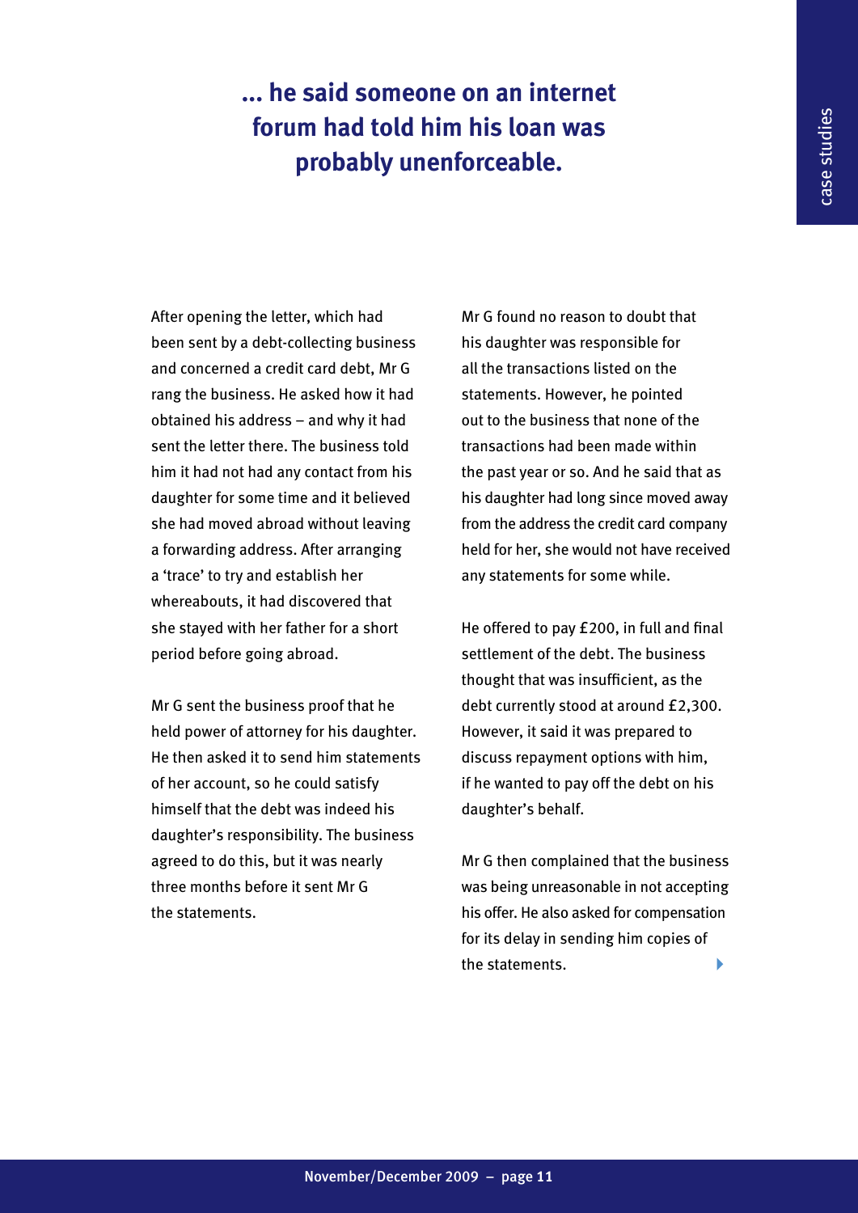**... he said someone on an internet forum had told him his loan was probably unenforceable.**

After opening the letter, which had been sent by a debt-collecting business and concerned a credit card debt, Mr G rang the business. He asked how it had obtained his address – and why it had sent the letter there. The business told him it had not had any contact from his daughter for some time and it believed she had moved abroad without leaving a forwarding address. After arranging a 'trace' to try and establish her whereabouts, it had discovered that she stayed with her father for a short period before going abroad.

Mr G sent the business proof that he held power of attorney for his daughter. He then asked it to send him statements of her account, so he could satisfy himself that the debt was indeed his daughter's responsibility. The business agreed to do this, but it was nearly three months before it sent Mr G the statements.

Mr G found no reason to doubt that his daughter was responsible for all the transactions listed on the statements. However, he pointed out to the business that none of the transactions had been made within the past year or so. And he said that as his daughter had long since moved away from the address the credit card company held for her, she would not have received any statements for some while.

He offered to pay £200, in full and final settlement of the debt. The business thought that was insufficient, as the debt currently stood at around £2,300. However, it said it was prepared to discuss repayment options with him, if he wanted to pay off the debt on his daughter's behalf.

Mr G then complained that the business was being unreasonable in not accepting his offer. He also asked for compensation for its delay in sending him copies of the statements.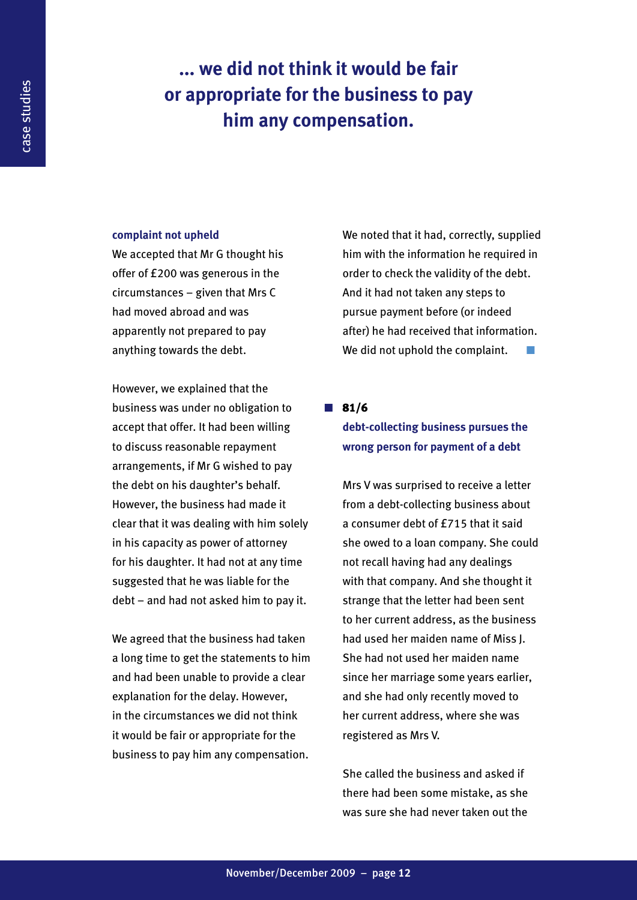> **... we did not think it would be fair or appropriate for the business to pay him any compensation.**

**complaint not upheld**

We accepted that Mr G thought his offer of £200 was generous in the circumstances – given that Mrs C had moved abroad and was apparently not prepared to pay anything towards the debt.

However, we explained that the business was under no obligation to accept that offer. It had been willing to discuss reasonable repayment arrangements, if Mr G wished to pay the debt on his daughter's behalf. However, the business had made it clear that it was dealing with him solely in his capacity as power of attorney for his daughter. It had not at any time suggested that he was liable for the debt – and had not asked him to pay it.

We agreed that the business had taken a long time to get the statements to him and had been unable to provide a clear explanation for the delay. However, in the circumstances we did not think it would be fair or appropriate for the business to pay him any compensation.

We noted that it had, correctly, supplied him with the information he required in order to check the validity of the debt. And it had not taken any steps to pursue payment before (or indeed after) he had received that information. We did not uphold the complaint.

## 81/6

### debt-collecting business pursues the wrong person for payment of a debt

Mrs V was surprised to receive a letter from a debt-collecting business about a consumer debt of £715 that it said she owed to a loan company. She could not recall having had any dealings with that company. And she thought it strange that the letter had been sent to her current address, as the business had used her maiden name of Miss J. She had not used her maiden name since her marriage some years earlier, and she had only recently moved to her current address, where she was registered as Mrs V.

She called the business and asked if there had been some mistake, as she was sure she had never taken out the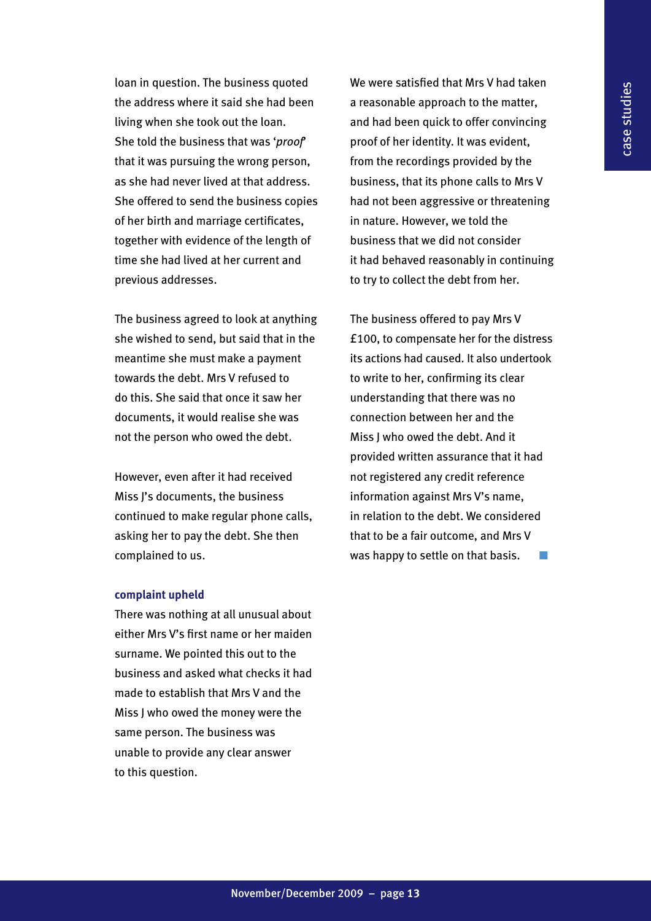loan in question. The business quoted the address where it said she had been living when she took out the loan. She told the business that was '*proof*' that it was pursuing the wrong person, as she had never lived at that address. She offered to send the business copies of her birth and marriage certificates, together with evidence of the length of time she had lived at her current and previous addresses.

The business agreed to look at anything she wished to send, but said that in the meantime she must make a payment towards the debt. Mrs V refused to do this. She said that once it saw her documents, it would realise she was not the person who owed the debt.

However, even after it had received Miss J's documents, the business continued to make regular phone calls, asking her to pay the debt. She then complained to us.

### complaint upheld

There was nothing at all unusual about either Mrs V's first name or her maiden surname. We pointed this out to the business and asked what checks it had made to establish that Mrs V and the Miss J who owed the money were the same person. The business was unable to provide any clear answer to this question.

We were satisfied that Mrs V had taken a reasonable approach to the matter, and had been quick to offer convincing proof of her identity. It was evident, from the recordings provided by the business, that its phone calls to Mrs V had not been aggressive or threatening in nature. However, we told the business that we did not consider it had behaved reasonably in continuing to try to collect the debt from her.

The business offered to pay Mrs V £100, to compensate her for the distress its actions had caused. It also undertook to write to her, confirming its clear understanding that there was no connection between her and the Miss J who owed the debt. And it provided written assurance that it had not registered any credit reference information against Mrs V's name, in relation to the debt. We considered that to be a fair outcome, and Mrs V was happy to settle on that basis.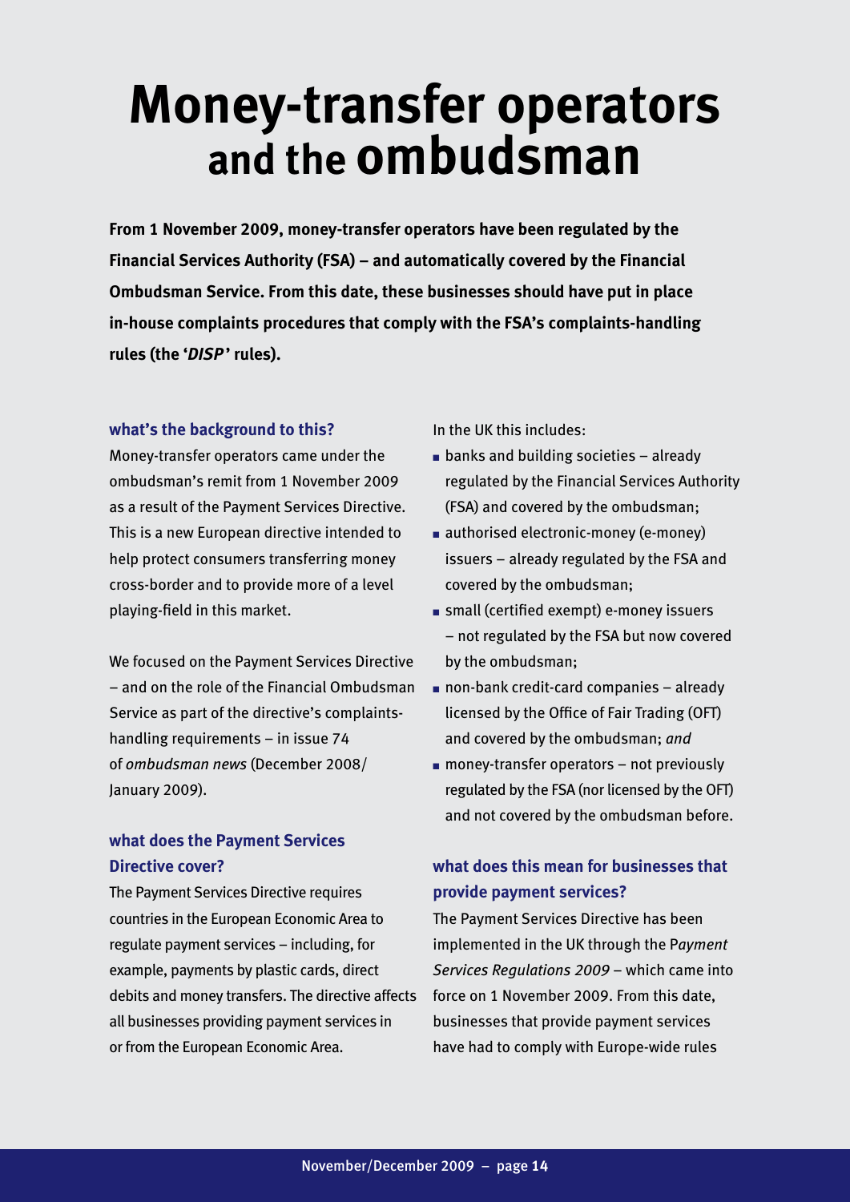# Money-transfer operators and the ombudsman

**From 1 November 2009, money-transfer operators have been regulated by the Financial Services Authority (FSA) – and automatically covered by the Financial Ombudsman Service. From this date, these businesses should have put in place in-house complaints procedures that comply with the FSA's complaints-handling rules (the '*DISP*' rules).**

### what's the background to this?

Money-transfer operators came under the ombudsman's remit from 1 November 2009 as a result of the Payment Services Directive. This is a new European directive intended to help protect consumers transferring money cross-border and to provide more of a level playing-field in this market.

We focused on the Payment Services Directive – and on the role of the Financial Ombudsman Service as part of the directive's complaints-handling requirements – in issue 74 of *ombudsman news* (December 2008/ January 2009).

### what does the Payment Services Directive cover?

The Payment Services Directive requires countries in the European Economic Area to regulate payment services – including, for example, payments by plastic cards, direct debits and money transfers. The directive affects all businesses providing payment services in or from the European Economic Area.

In the UK this includes:

- banks and building societies – already regulated by the Financial Services Authority (FSA) and covered by the ombudsman;
- authorised electronic-money (e-money) issuers – already regulated by the FSA and covered by the ombudsman;
- small (certified exempt) e-money issuers – not regulated by the FSA but now covered by the ombudsman;
- non-bank credit-card companies – already licensed by the Office of Fair Trading (OFT) and covered by the ombudsman; *and*
- money-transfer operators – not previously regulated by the FSA (nor licensed by the OFT) and not covered by the ombudsman before.

### what does this mean for businesses that provide payment services?

The Payment Services Directive has been implemented in the UK through the *Payment Services Regulations 2009* – which came into force on 1 November 2009. From this date, businesses that provide payment services have had to comply with Europe-wide rules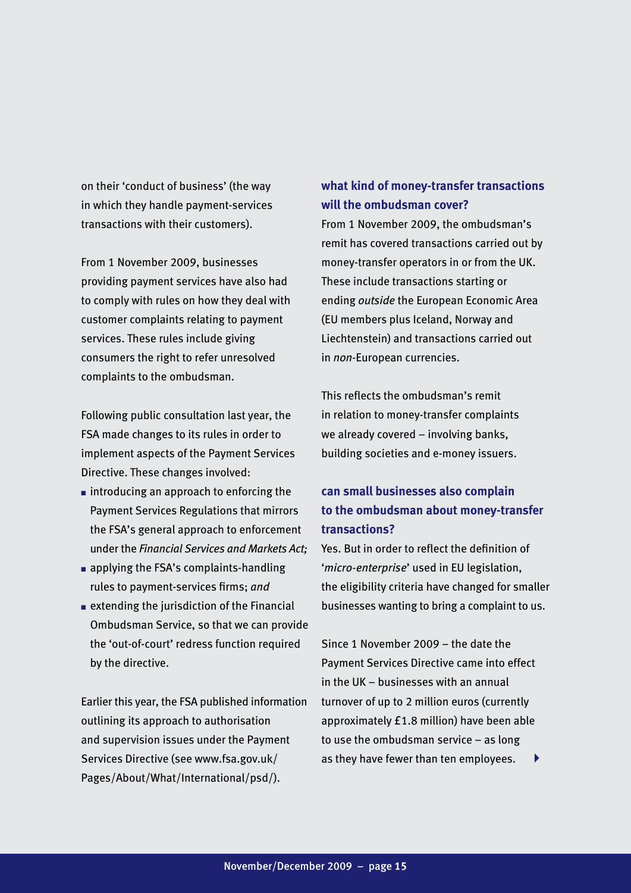on their 'conduct of business' (the way in which they handle payment-services transactions with their customers).

From 1 November 2009, businesses providing payment services have also had to comply with rules on how they deal with customer complaints relating to payment services. These rules include giving consumers the right to refer unresolved complaints to the ombudsman.

Following public consultation last year, the FSA made changes to its rules in order to implement aspects of the Payment Services Directive. These changes involved:

- introducing an approach to enforcing the Payment Services Regulations that mirrors the FSA's general approach to enforcement under the *Financial Services and Markets Act;*
- applying the FSA's complaints-handling rules to payment-services firms; *and*
- extending the jurisdiction of the Financial Ombudsman Service, so that we can provide the 'out-of-court' redress function required by the directive.

Earlier this year, the FSA published information outlining its approach to authorisation and supervision issues under the Payment Services Directive (see www.fsa.gov.uk/Pages/About/What/International/psd/).

### what kind of money-transfer transactions will the ombudsman cover?

From 1 November 2009, the ombudsman's remit has covered transactions carried out by money-transfer operators in or from the UK. These include transactions starting or ending *outside* the European Economic Area (EU members plus Iceland, Norway and Liechtenstein) and transactions carried out in *non*-European currencies.

This reflects the ombudsman's remit in relation to money-transfer complaints we already covered – involving banks, building societies and e-money issuers.

### can small businesses also complain to the ombudsman about money-transfer transactions?

Yes. But in order to reflect the definition of '*micro-enterprise*' used in EU legislation, the eligibility criteria have changed for smaller businesses wanting to bring a complaint to us.

Since 1 November 2009 – the date the Payment Services Directive came into effect in the UK – businesses with an annual turnover of up to 2 million euros (currently approximately £1.8 million) have been able to use the ombudsman service – as long as they have fewer than ten employees.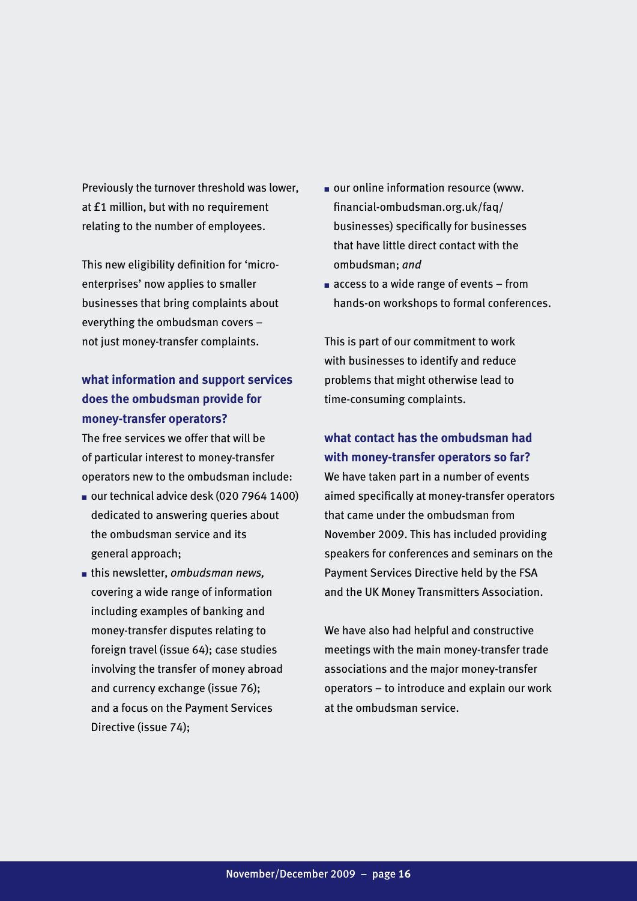Previously the turnover threshold was lower, at £1 million, but with no requirement relating to the number of employees.

This new eligibility definition for 'micro-enterprises' now applies to smaller businesses that bring complaints about everything the ombudsman covers – not just money-transfer complaints.

### what information and support services does the ombudsman provide for money-transfer operators?

The free services we offer that will be of particular interest to money-transfer operators new to the ombudsman include:

- our technical advice desk (020 7964 1400) dedicated to answering queries about the ombudsman service and its general approach;
- this newsletter, *ombudsman news,* covering a wide range of information including examples of banking and money-transfer disputes relating to foreign travel (issue 64); case studies involving the transfer of money abroad and currency exchange (issue 76); and a focus on the Payment Services Directive (issue 74);
- our online information resource (www.financial-ombudsman.org.uk/faq/businesses) specifically for businesses that have little direct contact with the ombudsman; *and*
- access to a wide range of events – from hands-on workshops to formal conferences.

This is part of our commitment to work with businesses to identify and reduce problems that might otherwise lead to time-consuming complaints.

### what contact has the ombudsman had with money-transfer operators so far?

We have taken part in a number of events aimed specifically at money-transfer operators that came under the ombudsman from November 2009. This has included providing speakers for conferences and seminars on the Payment Services Directive held by the FSA and the UK Money Transmitters Association.

We have also had helpful and constructive meetings with the main money-transfer trade associations and the major money-transfer operators – to introduce and explain our work at the ombudsman service.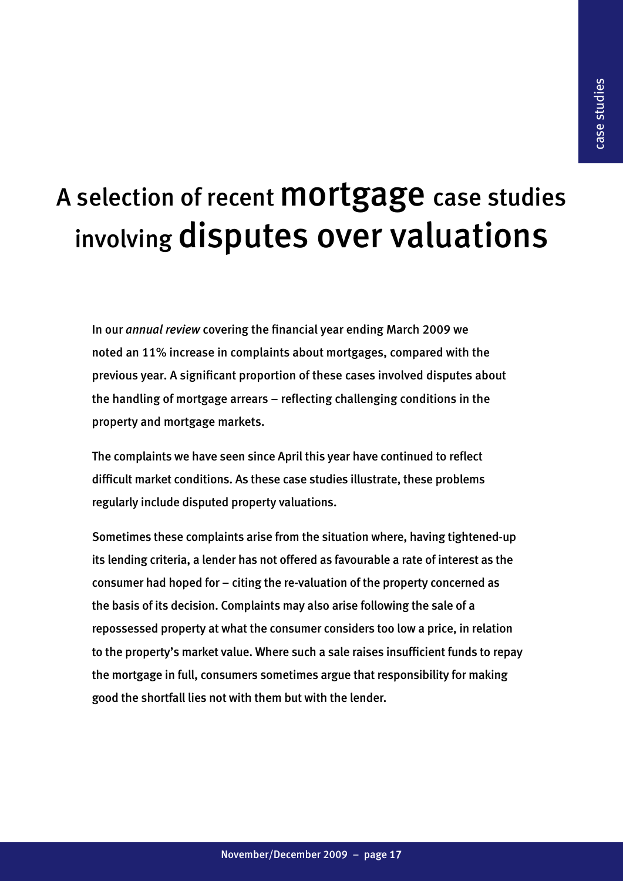# A selection of recent mortgage case studies involving disputes over valuations

In our *annual review* covering the financial year ending March 2009 we noted an 11% increase in complaints about mortgages, compared with the previous year. A significant proportion of these cases involved disputes about the handling of mortgage arrears – reflecting challenging conditions in the property and mortgage markets.

The complaints we have seen since April this year have continued to reflect difficult market conditions. As these case studies illustrate, these problems regularly include disputed property valuations.

Sometimes these complaints arise from the situation where, having tightened-up its lending criteria, a lender has not offered as favourable a rate of interest as the consumer had hoped for – citing the re-valuation of the property concerned as the basis of its decision. Complaints may also arise following the sale of a repossessed property at what the consumer considers too low a price, in relation to the property's market value. Where such a sale raises insufficient funds to repay the mortgage in full, consumers sometimes argue that responsibility for making good the shortfall lies not with them but with the lender.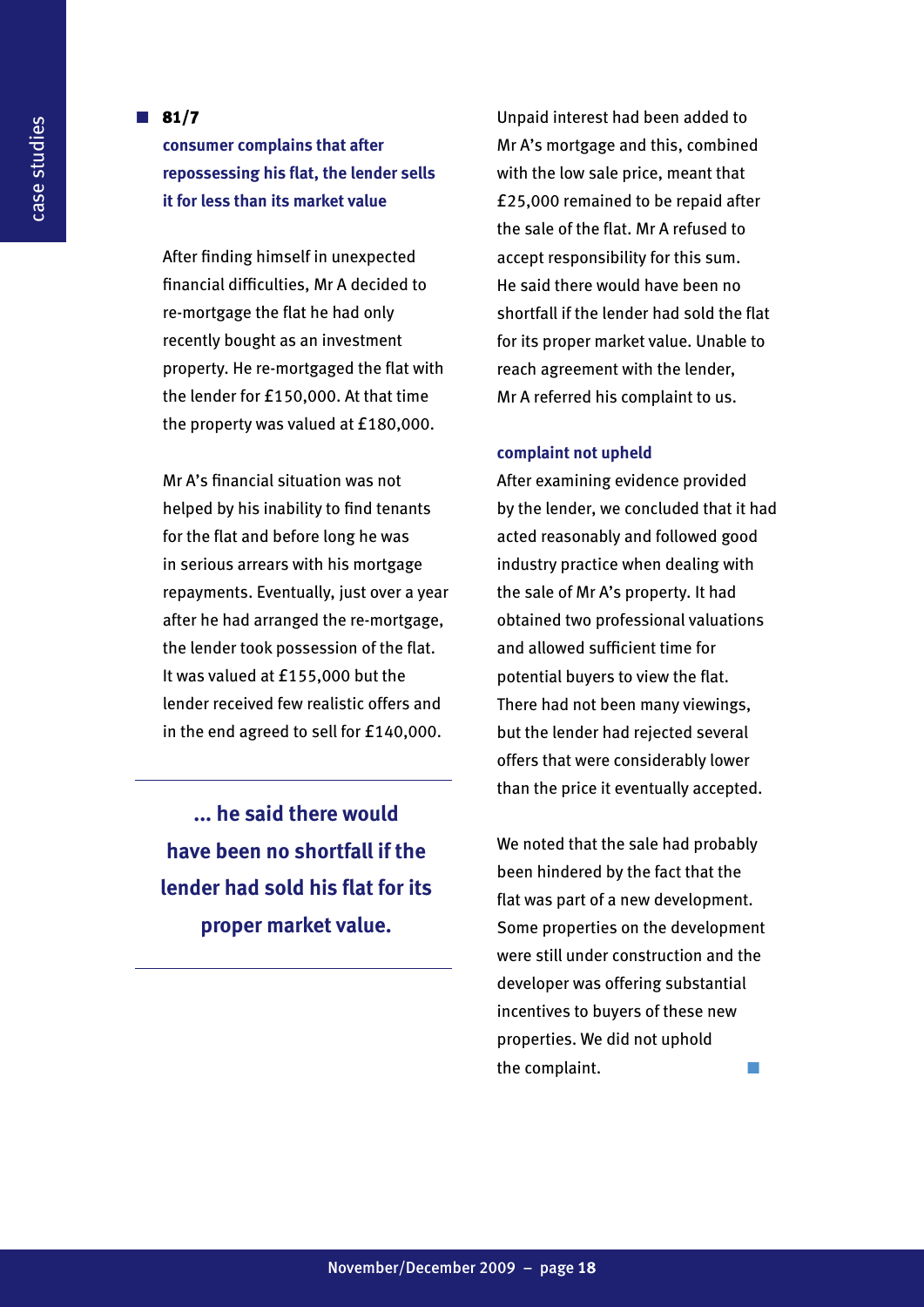## 81/7

### consumer complains that after repossessing his flat, the lender sells it for less than its market value

After finding himself in unexpected financial difficulties, Mr A decided to re-mortgage the flat he had only recently bought as an investment property. He re-mortgaged the flat with the lender for £150,000. At that time the property was valued at £180,000.

Mr A's financial situation was not helped by his inability to find tenants for the flat and before long he was in serious arrears with his mortgage repayments. Eventually, just over a year after he had arranged the re-mortgage, the lender took possession of the flat. It was valued at £155,000 but the lender received few realistic offers and in the end agreed to sell for £140,000.

**... he said there would have been no shortfall if the lender had sold his flat for its proper market value.**

Unpaid interest had been added to Mr A's mortgage and this, combined with the low sale price, meant that £25,000 remained to be repaid after the sale of the flat. Mr A refused to accept responsibility for this sum. He said there would have been no shortfall if the lender had sold the flat for its proper market value. Unable to reach agreement with the lender, Mr A referred his complaint to us.

### complaint not upheld

After examining evidence provided by the lender, we concluded that it had acted reasonably and followed good industry practice when dealing with the sale of Mr A's property. It had obtained two professional valuations and allowed sufficient time for potential buyers to view the flat. There had not been many viewings, but the lender had rejected several offers that were considerably lower than the price it eventually accepted.

We noted that the sale had probably been hindered by the fact that the flat was part of a new development. Some properties on the development were still under construction and the developer was offering substantial incentives to buyers of these new properties. We did not uphold the complaint.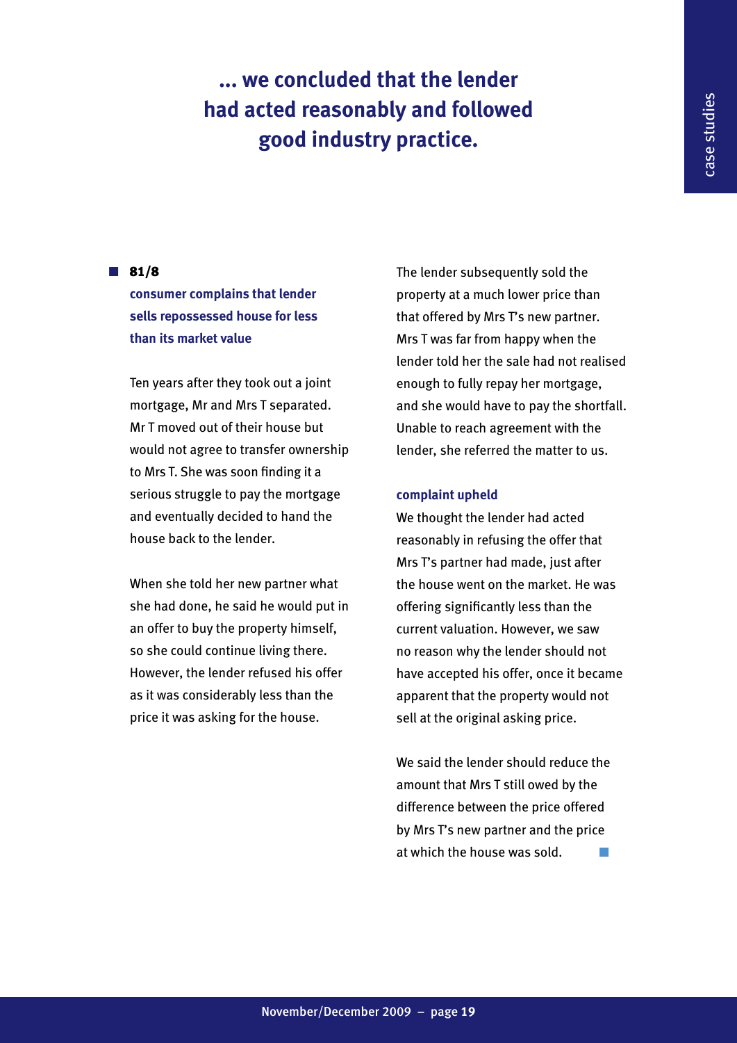**... we concluded that the lender had acted reasonably and followed good industry practice.**

■ **81/8**

### consumer complains that lender sells repossessed house for less than its market value

Ten years after they took out a joint mortgage, Mr and Mrs T separated. Mr T moved out of their house but would not agree to transfer ownership to Mrs T. She was soon finding it a serious struggle to pay the mortgage and eventually decided to hand the house back to the lender.

When she told her new partner what she had done, he said he would put in an offer to buy the property himself, so she could continue living there. However, the lender refused his offer as it was considerably less than the price it was asking for the house.

The lender subsequently sold the property at a much lower price than that offered by Mrs T's new partner. Mrs T was far from happy when the lender told her the sale had not realised enough to fully repay her mortgage, and she would have to pay the shortfall. Unable to reach agreement with the lender, she referred the matter to us.

#### complaint upheld

We thought the lender had acted reasonably in refusing the offer that Mrs T's partner had made, just after the house went on the market. He was offering significantly less than the current valuation. However, we saw no reason why the lender should not have accepted his offer, once it became apparent that the property would not sell at the original asking price.

We said the lender should reduce the amount that Mrs T still owed by the difference between the price offered by Mrs T's new partner and the price at which the house was sold. ■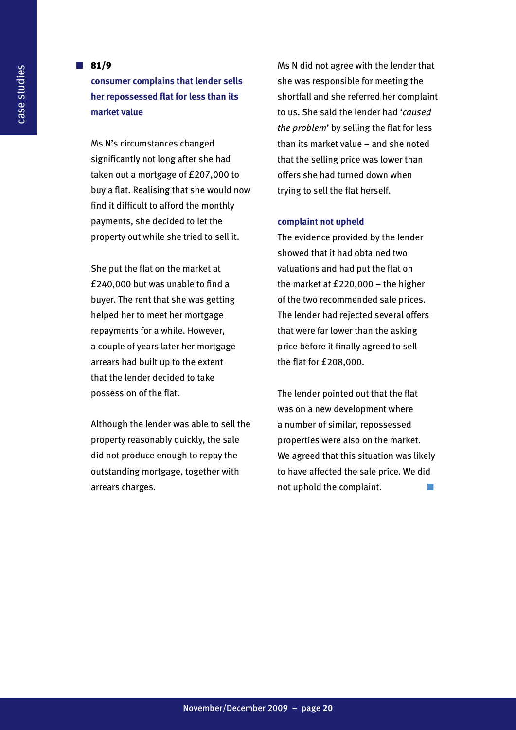**81/9**

## consumer complains that lender sells her repossessed flat for less than its market value

Ms N's circumstances changed significantly not long after she had taken out a mortgage of £207,000 to buy a flat. Realising that she would now find it difficult to afford the monthly payments, she decided to let the property out while she tried to sell it.

She put the flat on the market at £240,000 but was unable to find a buyer. The rent that she was getting helped her to meet her mortgage repayments for a while. However, a couple of years later her mortgage arrears had built up to the extent that the lender decided to take possession of the flat.

Although the lender was able to sell the property reasonably quickly, the sale did not produce enough to repay the outstanding mortgage, together with arrears charges.

Ms N did not agree with the lender that she was responsible for meeting the shortfall and she referred her complaint to us. She said the lender had '*caused the problem*' by selling the flat for less than its market value – and she noted that the selling price was lower than offers she had turned down when trying to sell the flat herself.

### complaint not upheld

The evidence provided by the lender showed that it had obtained two valuations and had put the flat on the market at £220,000 – the higher of the two recommended sale prices. The lender had rejected several offers that were far lower than the asking price before it finally agreed to sell the flat for £208,000.

The lender pointed out that the flat was on a new development where a number of similar, repossessed properties were also on the market. We agreed that this situation was likely to have affected the sale price. We did not uphold the complaint.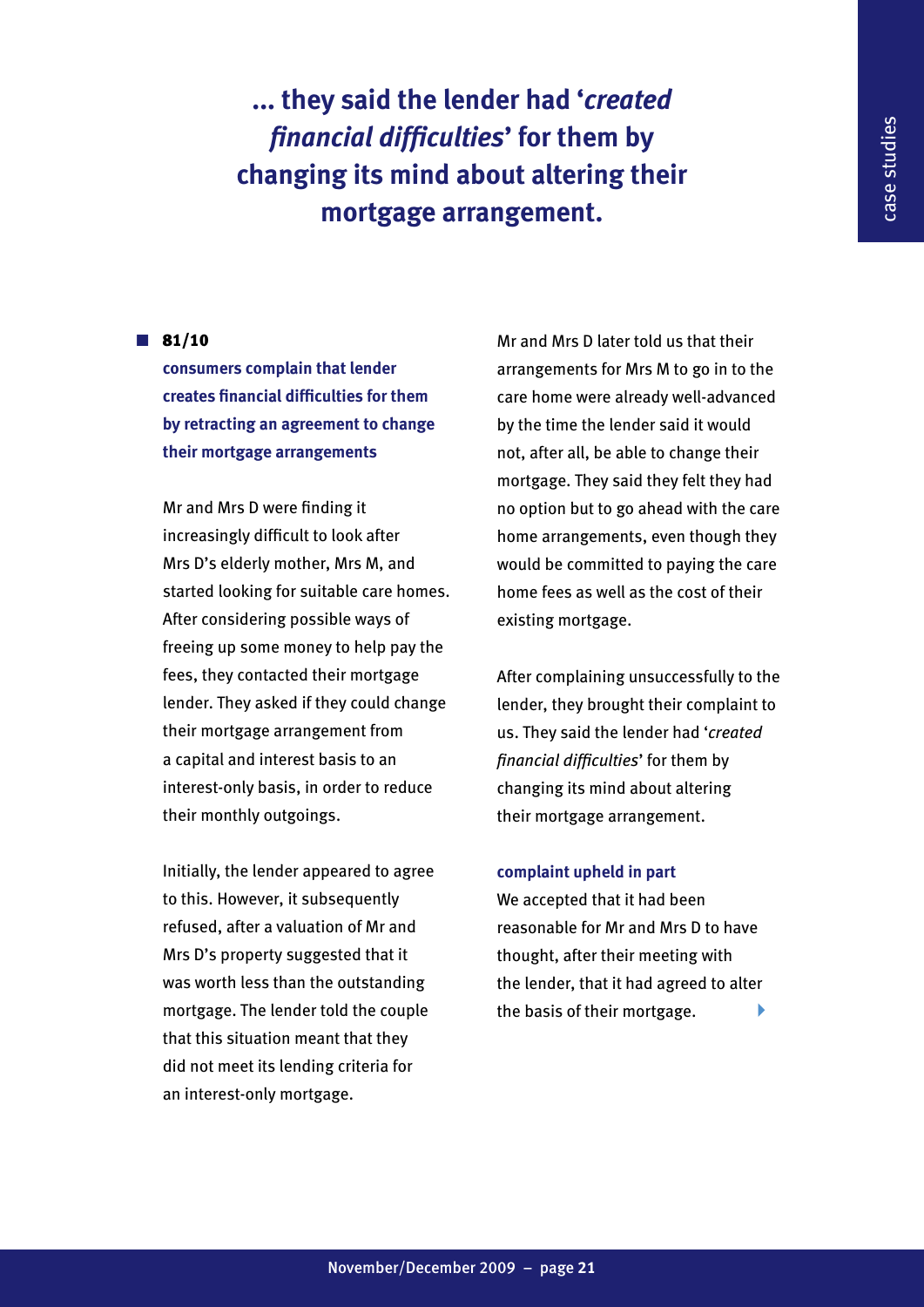**... they said the lender had '*created financial difficulties*' for them by changing its mind about altering their mortgage arrangement.**

## 81/10

### consumers complain that lender creates financial difficulties for them by retracting an agreement to change their mortgage arrangements

Mr and Mrs D were finding it increasingly difficult to look after Mrs D's elderly mother, Mrs M, and started looking for suitable care homes. After considering possible ways of freeing up some money to help pay the fees, they contacted their mortgage lender. They asked if they could change their mortgage arrangement from a capital and interest basis to an interest-only basis, in order to reduce their monthly outgoings.

Initially, the lender appeared to agree to this. However, it subsequently refused, after a valuation of Mr and Mrs D's property suggested that it was worth less than the outstanding mortgage. The lender told the couple that this situation meant that they did not meet its lending criteria for an interest-only mortgage.

Mr and Mrs D later told us that their arrangements for Mrs M to go in to the care home were already well-advanced by the time the lender said it would not, after all, be able to change their mortgage. They said they felt they had no option but to go ahead with the care home arrangements, even though they would be committed to paying the care home fees as well as the cost of their existing mortgage.

After complaining unsuccessfully to the lender, they brought their complaint to us. They said the lender had '*created financial difficulties*' for them by changing its mind about altering their mortgage arrangement.

### complaint upheld in part

We accepted that it had been reasonable for Mr and Mrs D to have thought, after their meeting with the lender, that it had agreed to alter the basis of their mortgage.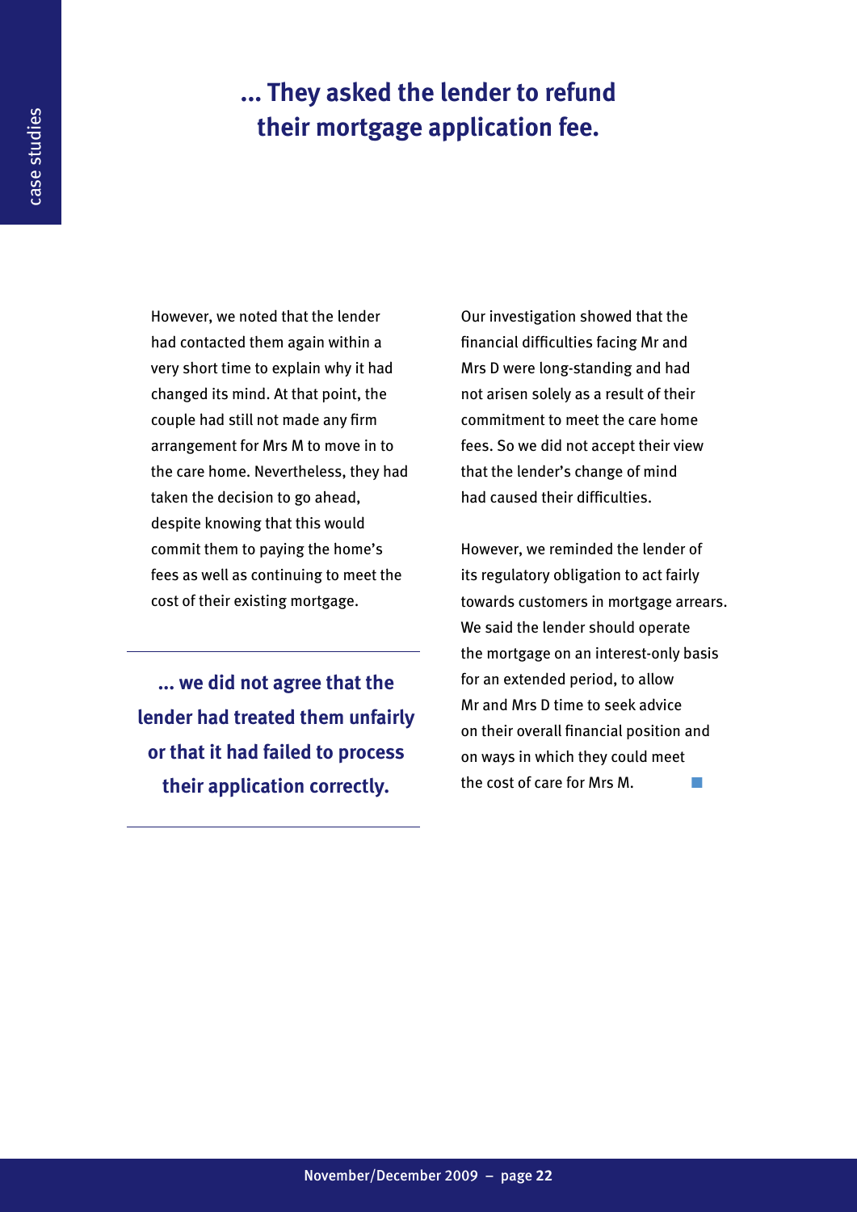**... They asked the lender to refund their mortgage application fee.**

However, we noted that the lender had contacted them again within a very short time to explain why it had changed its mind. At that point, the couple had still not made any firm arrangement for Mrs M to move in to the care home. Nevertheless, they had taken the decision to go ahead, despite knowing that this would commit them to paying the home's fees as well as continuing to meet the cost of their existing mortgage.

**... we did not agree that the lender had treated them unfairly or that it had failed to process their application correctly.**

Our investigation showed that the financial difficulties facing Mr and Mrs D were long-standing and had not arisen solely as a result of their commitment to meet the care home fees. So we did not accept their view that the lender's change of mind had caused their difficulties.

However, we reminded the lender of its regulatory obligation to act fairly towards customers in mortgage arrears. We said the lender should operate the mortgage on an interest-only basis for an extended period, to allow Mr and Mrs D time to seek advice on their overall financial position and on ways in which they could meet the cost of care for Mrs M.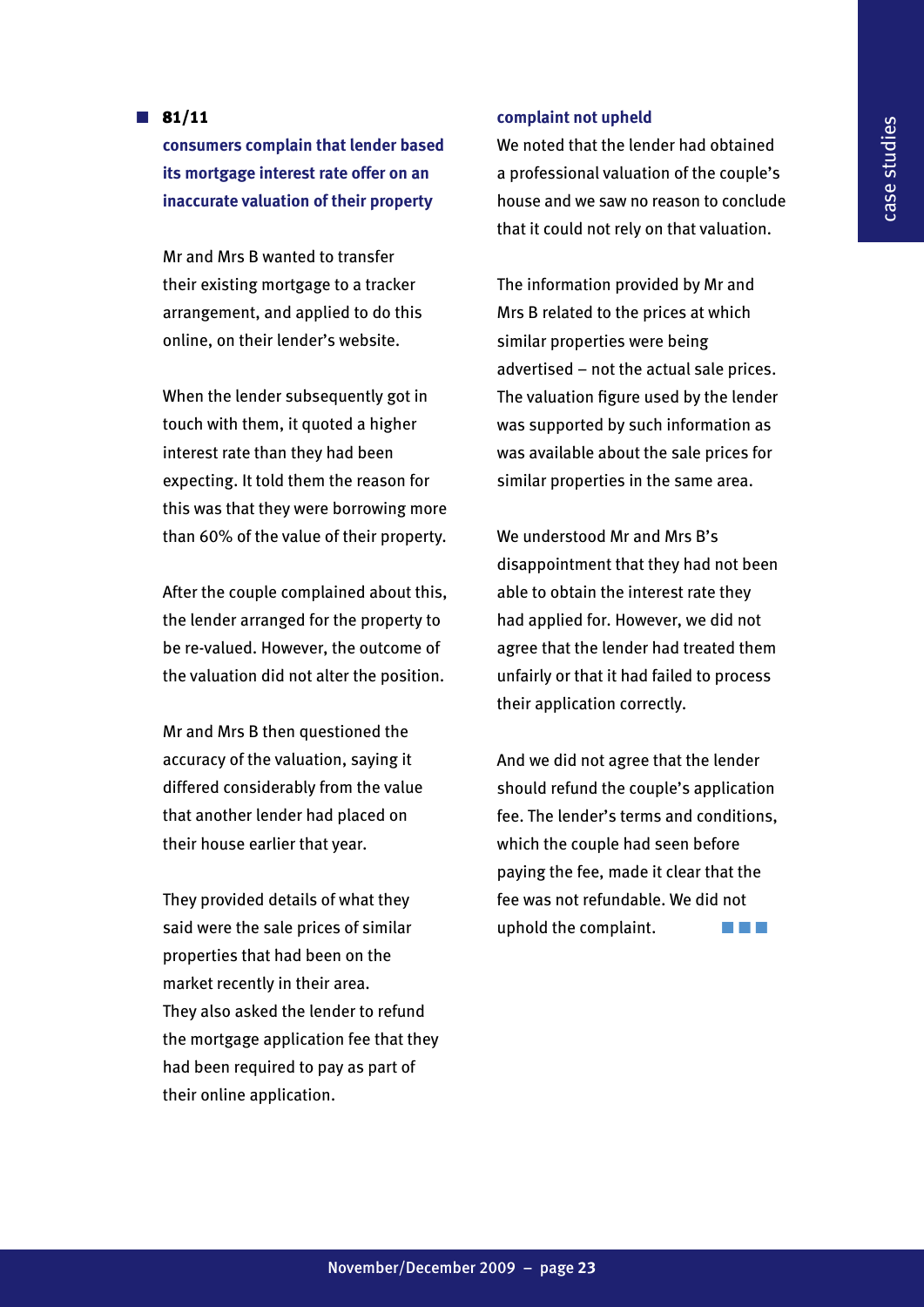## 81/11

### consumers complain that lender based its mortgage interest rate offer on an inaccurate valuation of their property

Mr and Mrs B wanted to transfer their existing mortgage to a tracker arrangement, and applied to do this online, on their lender's website.

When the lender subsequently got in touch with them, it quoted a higher interest rate than they had been expecting. It told them the reason for this was that they were borrowing more than 60% of the value of their property.

After the couple complained about this, the lender arranged for the property to be re-valued. However, the outcome of the valuation did not alter the position.

Mr and Mrs B then questioned the accuracy of the valuation, saying it differed considerably from the value that another lender had placed on their house earlier that year.

They provided details of what they said were the sale prices of similar properties that had been on the market recently in their area. They also asked the lender to refund the mortgage application fee that they had been required to pay as part of their online application.

### complaint not upheld

We noted that the lender had obtained a professional valuation of the couple's house and we saw no reason to conclude that it could not rely on that valuation.

The information provided by Mr and Mrs B related to the prices at which similar properties were being advertised – not the actual sale prices. The valuation figure used by the lender was supported by such information as was available about the sale prices for similar properties in the same area.

We understood Mr and Mrs B's disappointment that they had not been able to obtain the interest rate they had applied for. However, we did not agree that the lender had treated them unfairly or that it had failed to process their application correctly.

And we did not agree that the lender should refund the couple's application fee. The lender's terms and conditions, which the couple had seen before paying the fee, made it clear that the fee was not refundable. We did not uphold the complaint.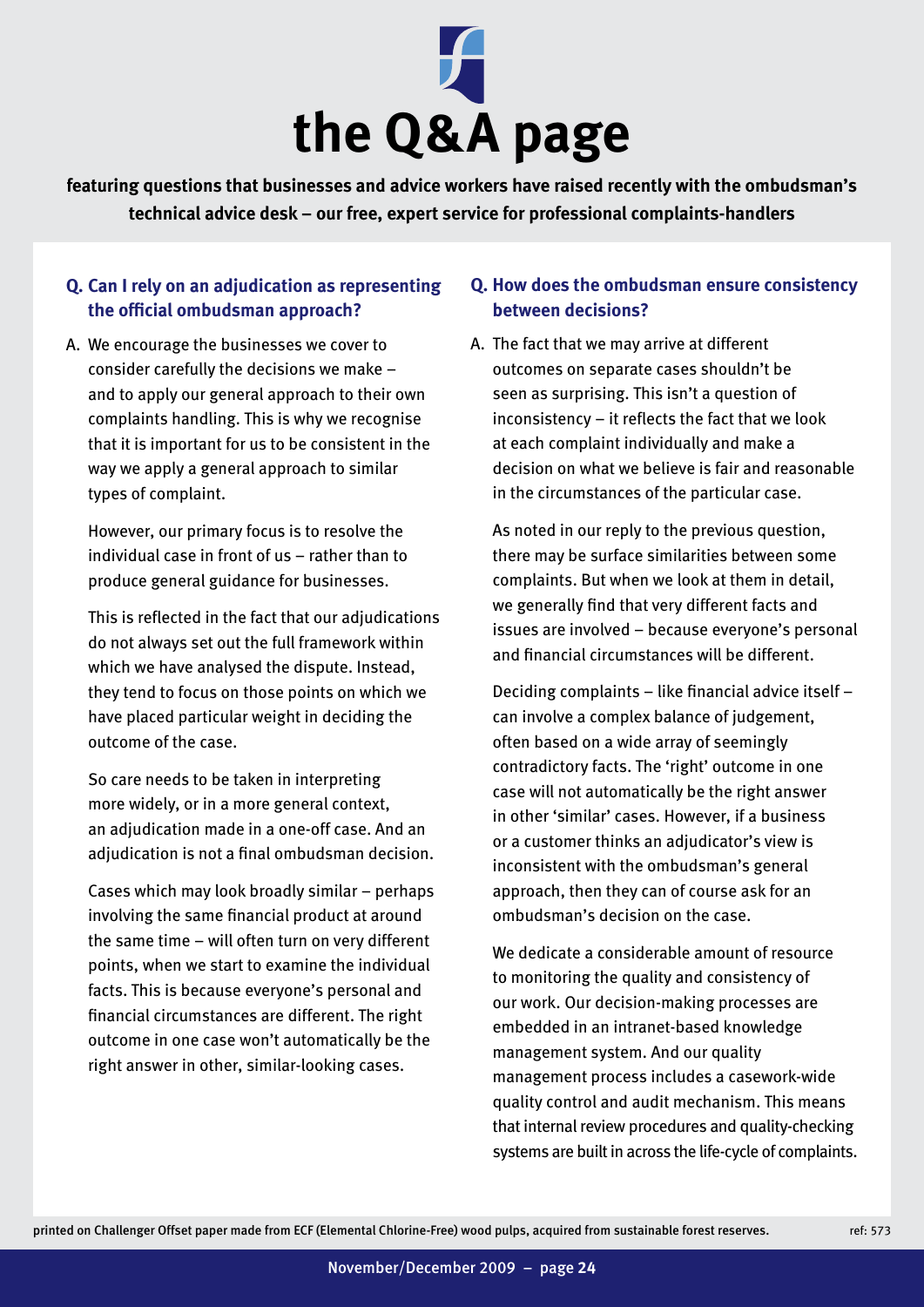# the Q&A page

**featuring questions that businesses and advice workers have raised recently with the ombudsman's technical advice desk – our free, expert service for professional complaints-handlers**

## Q. Can I rely on an adjudication as representing the official ombudsman approach?

A. We encourage the businesses we cover to consider carefully the decisions we make – and to apply our general approach to their own complaints handling. This is why we recognise that it is important for us to be consistent in the way we apply a general approach to similar types of complaint.

However, our primary focus is to resolve the individual case in front of us – rather than to produce general guidance for businesses.

This is reflected in the fact that our adjudications do not always set out the full framework within which we have analysed the dispute. Instead, they tend to focus on those points on which we have placed particular weight in deciding the outcome of the case.

So care needs to be taken in interpreting more widely, or in a more general context, an adjudication made in a one-off case. And an adjudication is not a final ombudsman decision.

Cases which may look broadly similar – perhaps involving the same financial product at around the same time – will often turn on very different points, when we start to examine the individual facts. This is because everyone's personal and financial circumstances are different. The right outcome in one case won't automatically be the right answer in other, similar-looking cases.

## Q. How does the ombudsman ensure consistency between decisions?

A. The fact that we may arrive at different outcomes on separate cases shouldn't be seen as surprising. This isn't a question of inconsistency – it reflects the fact that we look at each complaint individually and make a decision on what we believe is fair and reasonable in the circumstances of the particular case.

As noted in our reply to the previous question, there may be surface similarities between some complaints. But when we look at them in detail, we generally find that very different facts and issues are involved – because everyone's personal and financial circumstances will be different.

Deciding complaints – like financial advice itself – can involve a complex balance of judgement, often based on a wide array of seemingly contradictory facts. The 'right' outcome in one case will not automatically be the right answer in other 'similar' cases. However, if a business or a customer thinks an adjudicator's view is inconsistent with the ombudsman's general approach, then they can of course ask for an ombudsman's decision on the case.

We dedicate a considerable amount of resource to monitoring the quality and consistency of our work. Our decision-making processes are embedded in an intranet-based knowledge management system. And our quality management process includes a casework-wide quality control and audit mechanism. This means that internal review procedures and quality-checking systems are built in across the life-cycle of complaints.

printed on Challenger Offset paper made from ECF (Elemental Chlorine-Free) wood pulps, acquired from sustainable forest reserves.

ref: 573